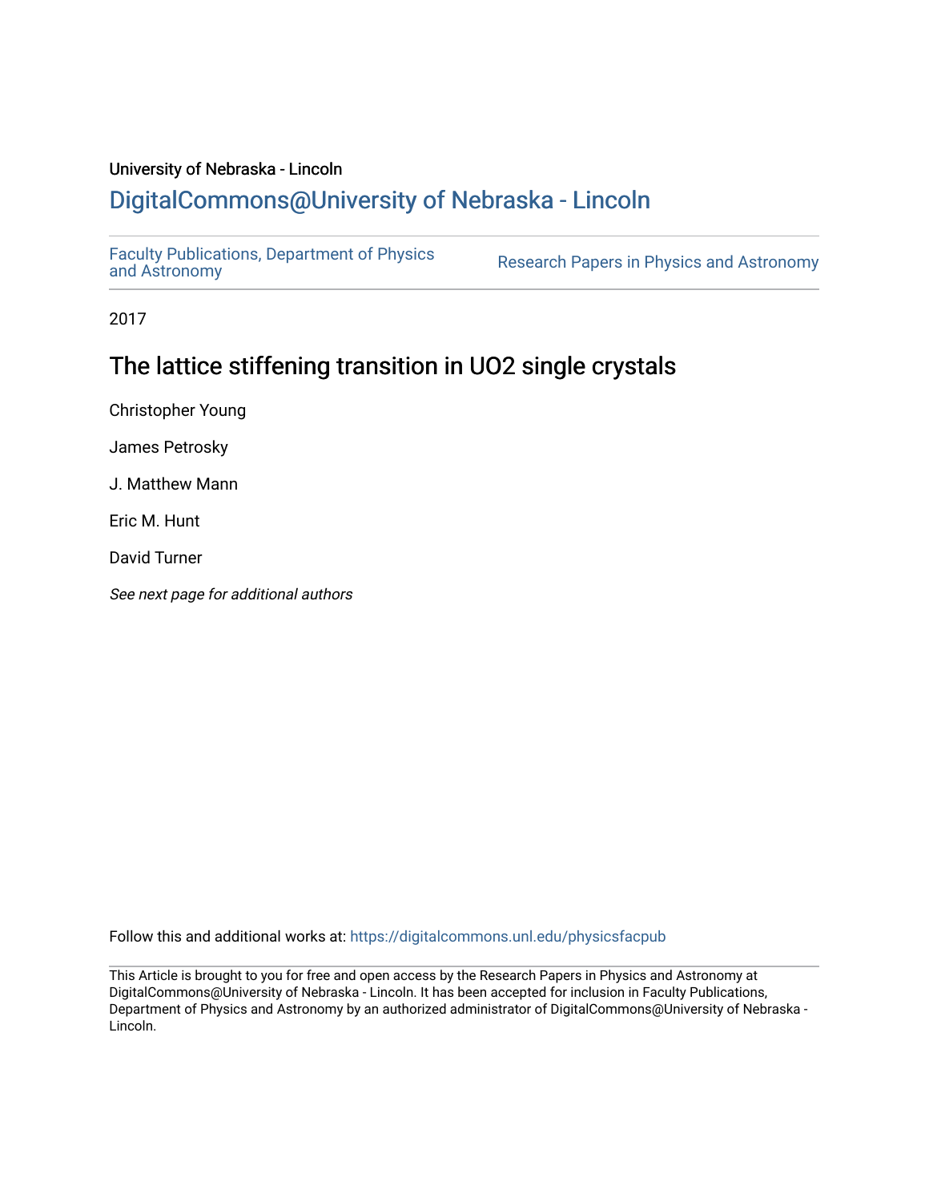University of Nebraska - Lincoln

# DigitalCommons@University of Nebraska - Lincoln

Faculty Publications, Department of Physics and Astronomy

Research Papers in Physics and Astronomy

2017

## The lattice stiffening transition in UO2 single crystals

Christopher Young

James Petrosky

J. Matthew Mann

Eric M. Hunt

David Turner

*See next page for additional authors*

Follow this and additional works at: https://digitalcommons.unl.edu/physicsfacpub

This Article is brought to you for free and open access by the Research Papers in Physics and Astronomy at DigitalCommons@University of Nebraska - Lincoln. It has been accepted for inclusion in Faculty Publications, Department of Physics and Astronomy by an authorized administrator of DigitalCommons@University of Nebraska - Lincoln.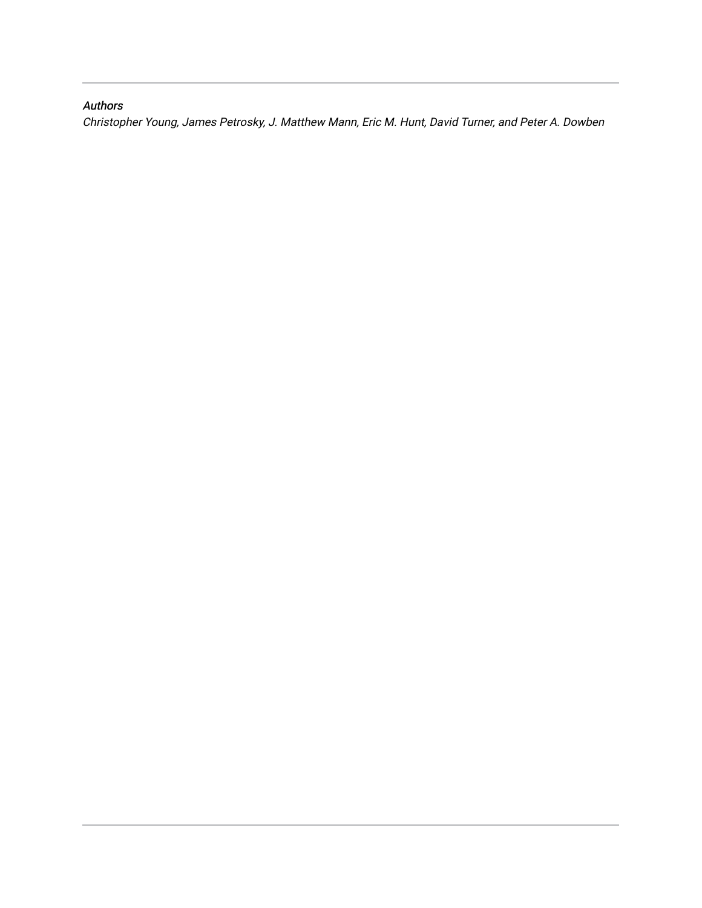*Authors*

*Christopher Young, James Petrosky, J. Matthew Mann, Eric M. Hunt, David Turner, and Peter A. Dowben*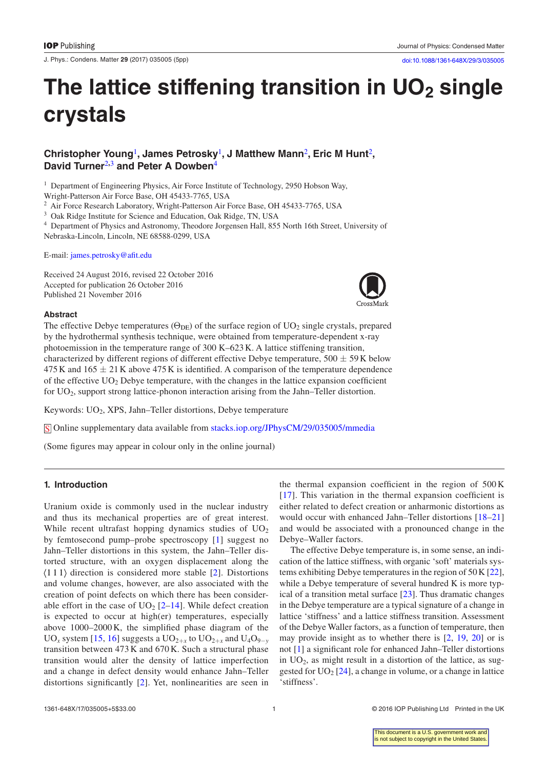# The lattice stiffening transition in $UO_2$ single crystals

**Christopher Young**[1], **James Petrosky**[1], **J Matthew Mann**[2], **Eric M Hunt**[2], **David Turner**[2,3] **and Peter A Dowben**[4]

[1] Department of Engineering Physics, Air Force Institute of Technology, 2950 Hobson Way, Wright-Patterson Air Force Base, OH 45433-7765, USA

[2] Air Force Research Laboratory, Wright-Patterson Air Force Base, OH 45433-7765, USA

[3] Oak Ridge Institute for Science and Education, Oak Ridge, TN, USA

[4] Department of Physics and Astronomy, Theodore Jorgensen Hall, 855 North 16th Street, University of Nebraska-Lincoln, Lincoln, NE 68588-0299, USA

E-mail: james.petrosky@afit.edu

Received 24 August 2016, revised 22 October 2016
Accepted for publication 26 October 2016
Published 21 November 2016

### Abstract

The effective Debye temperatures ($\Theta_{DE}$) of the surface region of $UO_2$ single crystals, prepared by the hydrothermal synthesis technique, were obtained from temperature-dependent x-ray photoemission in the temperature range of 300 K–623 K. A lattice stiffening transition, characterized by different regions of different effective Debye temperature, $500 \pm 59$ K below 475 K and $165 \pm 21$ K above 475 K is identified. A comparison of the temperature dependence of the effective $UO_2$ Debye temperature, with the changes in the lattice expansion coefficient for $UO_2$, support strong lattice-phonon interaction arising from the Jahn–Teller distortion.

Keywords: $UO_2$, XPS, Jahn–Teller distortions, Debye temperature

S Online supplementary data available from stacks.iop.org/JPhysCM/29/035005/mmedia

(Some figures may appear in colour only in the online journal)

## 1. Introduction

Uranium oxide is commonly used in the nuclear industry and thus its mechanical properties are of great interest. While recent ultrafast hopping dynamics studies of $UO_2$ by femtosecond pump–probe spectroscopy [1] suggest no Jahn–Teller distortions in this system, the Jahn–Teller distorted structure, with an oxygen displacement along the ⟨1 1 1⟩ direction is considered more stable [2]. Distortions and volume changes, however, are also associated with the creation of point defects on which there has been considerable effort in the case of $UO_2$ [2–14]. While defect creation is expected to occur at high(er) temperatures, especially above 1000–2000 K, the simplified phase diagram of the $UO_x$ system [15, 16] suggests a $UO_{2+x}$ to $UO_{2+x}$ and $U_4O_{9-y}$ transition between 473 K and 670 K. Such a structural phase transition would alter the density of lattice imperfection and a change in defect density would enhance Jahn–Teller distortions significantly [2]. Yet, nonlinearities are seen in the thermal expansion coefficient in the region of 500 K [17]. This variation in the thermal expansion coefficient is either related to defect creation or anharmonic distortions as would occur with enhanced Jahn–Teller distortions [18–21] and would be associated with a pronounced change in the Debye–Waller factors.

The effective Debye temperature is, in some sense, an indication of the lattice stiffness, with organic 'soft' materials systems exhibiting Debye temperatures in the region of 50 K [22], while a Debye temperature of several hundred K is more typical of a transition metal surface [23]. Thus dramatic changes in the Debye temperature are a typical signature of a change in lattice 'stiffness' and a lattice stiffness transition. Assessment of the Debye Waller factors, as a function of temperature, then may provide insight as to whether there is [2, 19, 20] or is not [1] a significant role for enhanced Jahn–Teller distortions in $UO_2$, as might result in a distortion of the lattice, as suggested for $UO_2$ [24], a change in volume, or a change in lattice 'stiffness'.

This document is a U.S. government work and is not subject to copyright in the United States.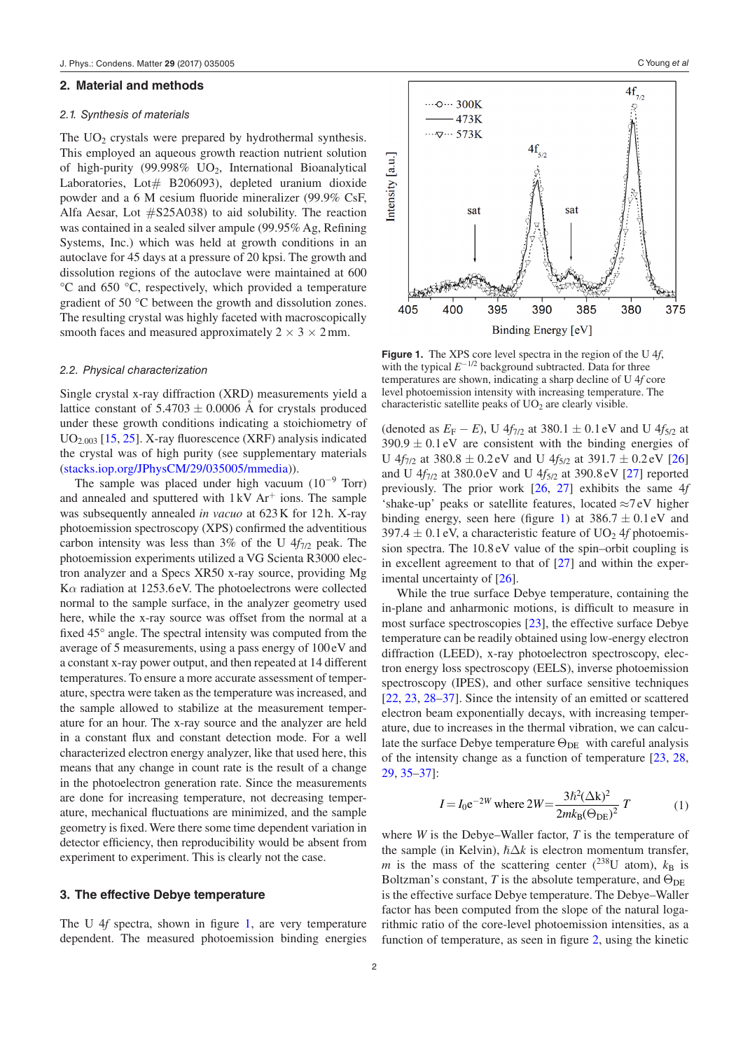## 2. Material and methods

### 2.1. Synthesis of materials

The $UO_2$ crystals were prepared by hydrothermal synthesis. This employed an aqueous growth reaction nutrient solution of high-purity (99.998% $UO_2$, International Bioanalytical Laboratories, Lot# B206093), depleted uranium dioxide powder and a 6 M cesium fluoride mineralizer (99.9% CsF, Alfa Aesar, Lot #S25A038) to aid solubility. The reaction was contained in a sealed silver ampule (99.95% Ag, Refining Systems, Inc.) which was held at growth conditions in an autoclave for 45 days at a pressure of 20 kpsi. The growth and dissolution regions of the autoclave were maintained at 600 °C and 650 °C, respectively, which provided a temperature gradient of 50 °C between the growth and dissolution zones. The resulting crystal was highly faceted with macroscopically smooth faces and measured approximately 2 × 3 × 2 mm.

### 2.2. Physical characterization

Single crystal x-ray diffraction (XRD) measurements yield a lattice constant of 5.4703 ± 0.0006 Å for crystals produced under these growth conditions indicating a stoichiometry of $UO_{2.003}$ [15, 25]. X-ray fluorescence (XRF) analysis indicated the crystal was of high purity (see supplementary materials (stacks.iop.org/JPhysCM/29/035005/mmedia)).

The sample was placed under high vacuum ($10^{-9}$ Torr) and annealed and sputtered with 1 kV $Ar^+$ ions. The sample was subsequently annealed *in vacuo* at 623 K for 12 h. X-ray photoemission spectroscopy (XPS) confirmed the adventitious carbon intensity was less than 3% of the U $4f_{7/2}$ peak. The photoemission experiments utilized a VG Scienta R3000 electron analyzer and a Specs XR50 x-ray source, providing Mg K$\alpha$ radiation at 1253.6 eV. The photoelectrons were collected normal to the sample surface, in the analyzer geometry used here, while the x-ray source was offset from the normal at a fixed 45° angle. The spectral intensity was computed from the average of 5 measurements, using a pass energy of 100 eV and a constant x-ray power output, and then repeated at 14 different temperatures. To ensure a more accurate assessment of temperature, spectra were taken as the temperature was increased, and the sample allowed to stabilize at the measurement temperature for an hour. The x-ray source and the analyzer are held in a constant flux and constant detection mode. For a well characterized electron energy analyzer, like that used here, this means that any change in count rate is the result of a change in the photoelectron generation rate. Since the measurements are done for increasing temperature, not decreasing temperature, mechanical fluctuations are minimized, and the sample geometry is fixed. Were there some time dependent variation in detector efficiency, then reproducibility would be absent from experiment to experiment. This is clearly not the case.

## 3. The effective Debye temperature

The U 4*f* spectra, shown in figure 1, are very temperature dependent. The measured photoemission binding energies

**Figure 1.** The XPS core level spectra in the region of the U 4*f*, with the typical $E^{-1/2}$ background subtracted. Data for three temperatures are shown, indicating a sharp decline of U 4*f* core level photoemission intensity with increasing temperature. The characteristic satellite peaks of $UO_2$ are clearly visible.

(denoted as $E_F - E$), U $4f_{7/2}$ at 380.1 ± 0.1 eV and U $4f_{5/2}$ at 390.9 ± 0.1 eV are consistent with the binding energies of U $4f_{7/2}$ at 380.8 ± 0.2 eV and U $4f_{5/2}$ at 391.7 ± 0.2 eV [26] and U $4f_{7/2}$ at 380.0 eV and U $4f_{5/2}$ at 390.8 eV [27] reported previously. The prior work [26, 27] exhibits the same 4*f* 'shake-up' peaks or satellite features, located ≈7 eV higher binding energy, seen here (figure 1) at 386.7 ± 0.1 eV and 397.4 ± 0.1 eV, a characteristic feature of $UO_2$ 4*f* photoemission spectra. The 10.8 eV value of the spin–orbit coupling is in excellent agreement to that of [27] and within the experimental uncertainty of [26].

While the true surface Debye temperature, containing the in-plane and anharmonic motions, is difficult to measure in most surface spectroscopies [23], the effective surface Debye temperature can be readily obtained using low-energy electron diffraction (LEED), x-ray photoelectron spectroscopy, electron energy loss spectroscopy (EELS), inverse photoemission spectroscopy (IPES), and other surface sensitive techniques [22, 23, 28–37]. Since the intensity of an emitted or scattered electron beam exponentially decays, with increasing temperature, due to increases in the thermal vibration, we can calculate the surface Debye temperature $\Theta_{DE}$ with careful analysis of the intensity change as a function of temperature [23, 28, 29, 35–37]:

$$I = I_0 e^{-2W} \text{ where } 2W = \frac{3\hbar^2(\Delta k)^2}{2mk_B(\Theta_{DE})^2}T \tag{1}$$

where $W$ is the Debye–Waller factor, $T$ is the temperature of the sample (in Kelvin), $\hbar\Delta k$ is electron momentum transfer, $m$ is the mass of the scattering center ($^{238}U$ atom), $k_B$ is Boltzman's constant, $T$ is the absolute temperature, and $\Theta_{DE}$ is the effective surface Debye temperature. The Debye–Waller factor has been computed from the slope of the natural logarithmic ratio of the core-level photoemission intensities, as a function of temperature, as seen in figure 2, using the kinetic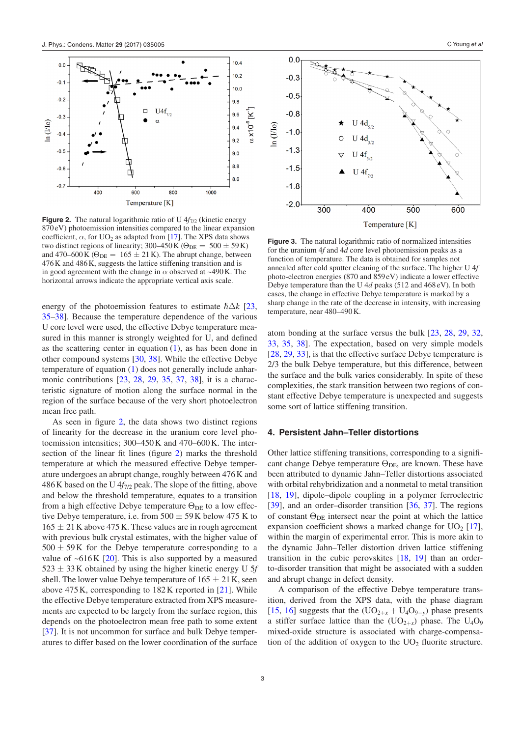**Figure 2.** The natural logarithmic ratio of U $4f_{7/2}$ (kinetic energy 870 eV) photoemission intensities compared to the linear expansion coefficient, $\alpha$, for $UO_2$ as adapted from [17]. The XPS data shows two distinct regions of linearity; 300–450 K ($\Theta_{DE}$ = 500 ± 59 K) and 470–600 K ($\Theta_{DE}$ = 165 ± 21 K). The abrupt change, between 476 K and 486 K, suggests the lattice stiffening transition and is in good agreement with the change in $\alpha$ observed at ~490 K. The horizontal arrows indicate the appropriate vertical axis scale.

**Figure 3.** The natural logarithmic ratio of normalized intensities for the uranium 4*f* and 4*d* core level photoemission peaks as a function of temperature. The data is obtained for samples not annealed after cold sputter cleaning of the surface. The higher U 4*f* photo-electron energies (870 and 859 eV) indicate a lower effective Debye temperature than the U 4*d* peaks (512 and 468 eV). In both cases, the change in effective Debye temperature is marked by a sharp change in the rate of the decrease in intensity, with increasing temperature, near 480–490 K.

energy of the photoemission features to estimate $\hbar\Delta k$ [23, 35–38]. Because the temperature dependence of the various U core level were used, the effective Debye temperature measured in this manner is strongly weighted for U, and defined as the scattering center in equation (1), as has been done in other compound systems [30, 38]. While the effective Debye temperature of equation (1) does not generally include anharmonic contributions [23, 28, 29, 35, 37, 38], it is a characteristic signature of motion along the surface normal in the region of the surface because of the very short photoelectron mean free path.

As seen in figure 2, the data shows two distinct regions of linearity for the decrease in the uranium core level photoemission intensities; 300–450 K and 470–600 K. The intersection of the linear fit lines (figure 2) marks the threshold temperature at which the measured effective Debye temperature undergoes an abrupt change, roughly between 476 K and 486 K based on the U $4f_{7/2}$ peak. The slope of the fitting, above and below the threshold temperature, equates to a transition from a high effective Debye temperature $\Theta_{DE}$ to a low effective Debye temperature, i.e. from 500 ± 59 K below 475 K to 165 ± 21 K above 475 K. These values are in rough agreement with previous bulk crystal estimates, with the higher value of 500 ± 59 K for the Debye temperature corresponding to a value of ~616 K [20]. This is also supported by a measured 523 ± 33 K obtained by using the higher kinetic energy U 5*f* shell. The lower value Debye temperature of 165 ± 21 K, seen above 475 K, corresponding to 182 K reported in [21]. While the effective Debye temperature extracted from XPS measurements are expected to be largely from the surface region, this depends on the photoelectron mean free path to some extent [37]. It is not uncommon for surface and bulk Debye temperatures to differ based on the lower coordination of the surface atom bonding at the surface versus the bulk [23, 28, 29, 32, 33, 35, 38]. The expectation, based on very simple models [28, 29, 33], is that the effective surface Debye temperature is 2/3 the bulk Debye temperature, but this difference, between the surface and the bulk varies considerably. In spite of these complexities, the stark transition between two regions of constant effective Debye temperature is unexpected and suggests some sort of lattice stiffening transition.

## 4. Persistent Jahn–Teller distortions

Other lattice stiffening transitions, corresponding to a significant change Debye temperature $\Theta_{DE}$, are known. These have been attributed to dynamic Jahn–Teller distortions associated with orbital rehybridization and a nonmetal to metal transition [18, 19], dipole–dipole coupling in a polymer ferroelectric [39], and an order–disorder transition [36, 37]. The regions of constant $\Theta_{DE}$ intersect near the point at which the lattice expansion coefficient shows a marked change for $UO_2$ [17], within the margin of experimental error. This is more akin to the dynamic Jahn–Teller distortion driven lattice stiffening transition in the cubic perovskites [18, 19] than an order-to-disorder transition that might be associated with a sudden and abrupt change in defect density.

A comparison of the effective Debye temperature transition, derived from the XPS data, with the phase diagram [15, 16] suggests that the ($UO_{2+x}$ + $U_4O_{9-y}$) phase presents a stiffer surface lattice than the ($UO_{2+x}$) phase. The $U_4O_9$ mixed-oxide structure is associated with charge-compensation of the addition of oxygen to the $UO_2$ fluorite structure.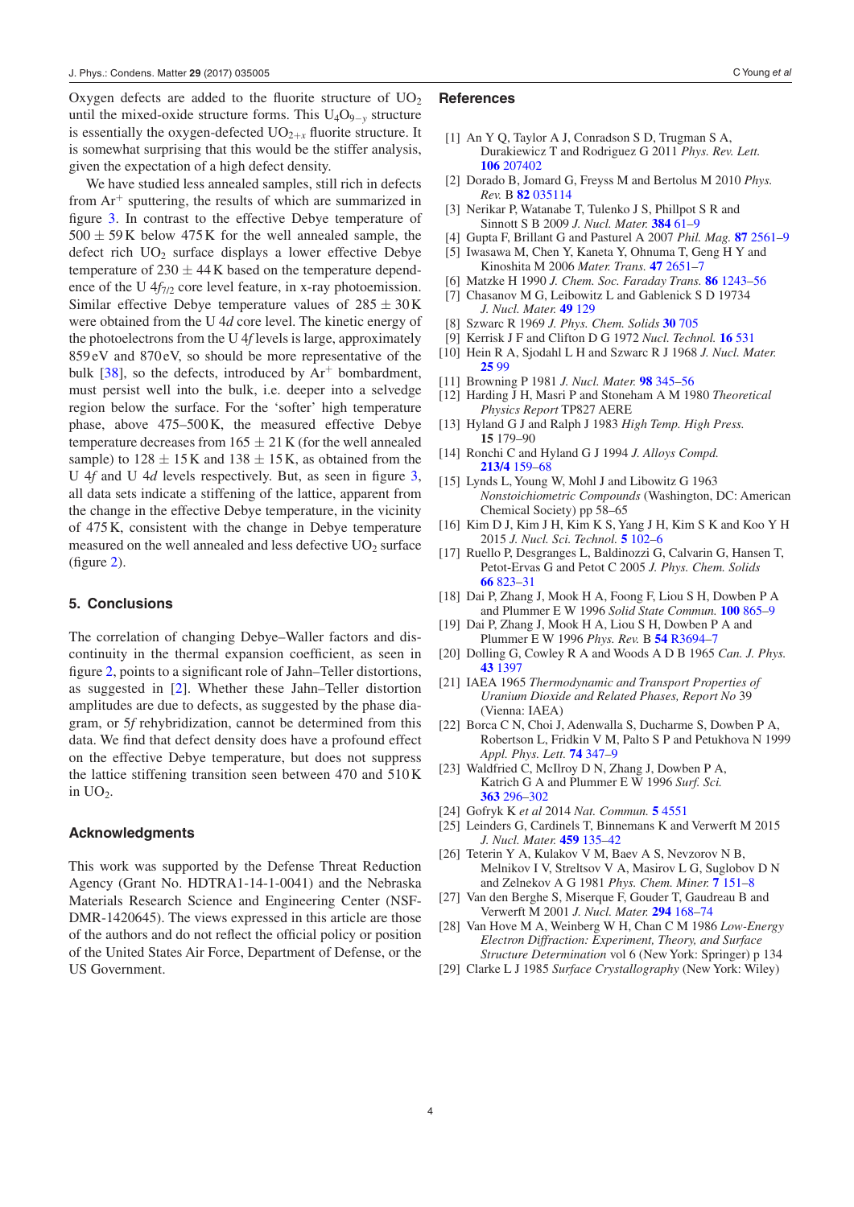Oxygen defects are added to the fluorite structure of $UO_2$ until the mixed-oxide structure forms. This $U_4O_{9-y}$ structure is essentially the oxygen-defected $UO_{2+x}$ fluorite structure. It is somewhat surprising that this would be the stiffer analysis, given the expectation of a high defect density.

We have studied less annealed samples, still rich in defects from $Ar^+$ sputtering, the results of which are summarized in figure 3. In contrast to the effective Debye temperature of $500 \pm 59$ K below 475 K for the well annealed sample, the defect rich $UO_2$ surface displays a lower effective Debye temperature of $230 \pm 44$ K based on the temperature dependence of the U $4f_{7/2}$ core level feature, in x-ray photoemission. Similar effective Debye temperature values of $285 \pm 30$ K were obtained from the U 4*d* core level. The kinetic energy of the photoelectrons from the U 4*f* levels is large, approximately 859 eV and 870 eV, so should be more representative of the bulk [38], so the defects, introduced by $Ar^+$ bombardment, must persist well into the bulk, i.e. deeper into a selvedge region below the surface. For the 'softer' high temperature phase, above 475–500 K, the measured effective Debye temperature decreases from $165 \pm 21$ K (for the well annealed sample) to $128 \pm 15$ K and $138 \pm 15$ K, as obtained from the U 4*f* and U 4*d* levels respectively. But, as seen in figure 3, all data sets indicate a stiffening of the lattice, apparent from the change in the effective Debye temperature, in the vicinity of 475 K, consistent with the change in Debye temperature measured on the well annealed and less defective $UO_2$ surface (figure 2).

## 5. Conclusions

The correlation of changing Debye–Waller factors and discontinuity in the thermal expansion coefficient, as seen in figure 2, points to a significant role of Jahn–Teller distortions, as suggested in [2]. Whether these Jahn–Teller distortion amplitudes are due to defects, as suggested by the phase diagram, or 5*f* rehybridization, cannot be determined from this data. We find that defect density does have a profound effect on the effective Debye temperature, but does not suppress the lattice stiffening transition seen between 470 and 510 K in $UO_2$.

## Acknowledgments

This work was supported by the Defense Threat Reduction Agency (Grant No. HDTRA1-14-1-0041) and the Nebraska Materials Research Science and Engineering Center (NSF-DMR-1420645). The views expressed in this article are those of the authors and do not reflect the official policy or position of the United States Air Force, Department of Defense, or the US Government.

## References

[1] An Y Q, Taylor A J, Conradson S D, Trugman S A, Durakiewicz T and Rodriguez G 2011 *Phys. Rev. Lett.* **106** 207402

[2] Dorado B, Jomard G, Freyss M and Bertolus M 2010 *Phys. Rev.* B **82** 035114

[3] Nerikar P, Watanabe T, Tulenko J S, Phillpot S R and Sinnott S B 2009 *J. Nucl. Mater.* **384** 61–9

[4] Gupta F, Brillant G and Pasturel A 2007 *Phil. Mag.* **87** 2561–9

[5] Iwasawa M, Chen Y, Kaneta Y, Ohnuma T, Geng H Y and Kinoshita M 2006 *Mater. Trans.* **47** 2651–7

[6] Matzke H 1990 *J. Chem. Soc. Faraday Trans.* **86** 1243–56

[7] Chasanov M G, Leibowitz L and Gablenick S D 19734 *J. Nucl. Mater.* **49** 129

[8] Szwarc R 1969 *J. Phys. Chem. Solids* **30** 705

[9] Kerrisk J F and Clifton D G 1972 *Nucl. Technol.* **16** 531

[10] Hein R A, Sjodahl L H and Szwarc R J 1968 *J. Nucl. Mater.* **25** 99

[11] Browning P 1981 *J. Nucl. Mater.* **98** 345–56

[12] Harding J H, Masri P and Stoneham A M 1980 *Theoretical Physics Report* TP827 AERE

[13] Hyland G J and Ralph J 1983 *High Temp. High Press.* **15** 179–90

[14] Ronchi C and Hyland G J 1994 *J. Alloys Compd.* **213/4** 159–68

[15] Lynds L, Young W, Mohl J and Libowitz G 1963 *Nonstoichiometric Compounds* (Washington, DC: American Chemical Society) pp 58–65

[16] Kim D J, Kim J H, Kim K S, Yang J H, Kim S K and Koo Y H 2015 *J. Nucl. Sci. Technol.* **5** 102–6

[17] Ruello P, Desgranges L, Baldinozzi G, Calvarin G, Hansen T, Petot-Ervas G and Petot C 2005 *J. Phys. Chem. Solids* **66** 823–31

[18] Dai P, Zhang J, Mook H A, Foong F, Liou S H, Dowben P A and Plummer E W 1996 *Solid State Commun.* **100** 865–9

[19] Dai P, Zhang J, Mook H A, Liou S H, Dowben P A and Plummer E W 1996 *Phys. Rev.* B **54** R3694–7

[20] Dolling G, Cowley R A and Woods A D B 1965 *Can. J. Phys.* **43** 1397

[21] IAEA 1965 *Thermodynamic and Transport Properties of Uranium Dioxide and Related Phases, Report No* 39 (Vienna: IAEA)

[22] Borca C N, Choi J, Adenwalla S, Ducharme S, Dowben P A, Robertson L, Fridkin V M, Palto S P and Petukhova N 1999 *Appl. Phys. Lett.* **74** 347–9

[23] Waldfried C, McIlroy D N, Zhang J, Dowben P A, Katrich G A and Plummer E W 1996 *Surf. Sci.* **363** 296–302

[24] Gofryk K *et al* 2014 *Nat. Commun.* **5** 4551

[25] Leinders G, Cardinels T, Binnemans K and Verwerft M 2015 *J. Nucl. Mater.* **459** 135–42

[26] Teterin Y A, Kulakov V M, Baev A S, Nevzorov N B, Melnikov I V, Streltsov V A, Masirov L G, Suglobov D N and Zelnekov A G 1981 *Phys. Chem. Miner.* **7** 151–8

[27] Van den Berghe S, Miserque F, Gouder T, Gaudreau B and Verwerft M 2001 *J. Nucl. Mater.* **294** 168–74

[28] Van Hove M A, Weinberg W H, Chan C M 1986 *Low-Energy Electron Diffraction: Experiment, Theory, and Surface Structure Determination* vol 6 (New York: Springer) p 134

[29] Clarke L J 1985 *Surface Crystallography* (New York: Wiley)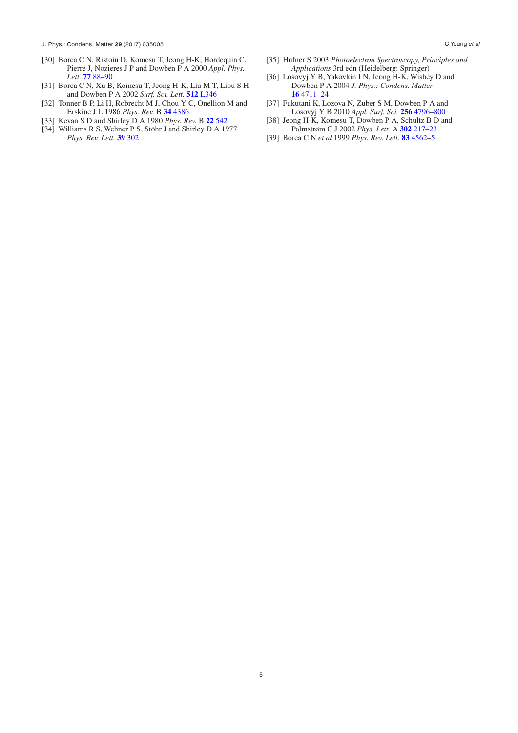[30] Borca C N, Ristoiu D, Komesu T, Jeong H-K, Hordequin C, Pierre J, Nozieres J P and Dowben P A 2000 *Appl. Phys. Lett.* **77** 88–90

[31] Borca C N, Xu B, Komesu T, Jeong H-K, Liu M T, Liou S H and Dowben P A 2002 *Surf. Sci. Lett.* **512** L346

[32] Tonner B P, Li H, Robrecht M J, Chou Y C, Onellion M and Erskine J L 1986 *Phys. Rev.* B **34** 4386

[33] Kevan S D and Shirley D A 1980 *Phys. Rev.* B **22** 542

[34] Williams R S, Wehner P S, Stöhr J and Shirley D A 1977 *Phys. Rev. Lett.* **39** 302

[35] Hufner S 2003 *Photoelectron Spectroscopy, Principles and Applications* 3rd edn (Heidelberg: Springer)

[36] Losovyj Y B, Yakovkin I N, Jeong H-K, Wisbey D and Dowben P A 2004 *J. Phys.: Condens. Matter* **16** 4711–24

[37] Fukutani K, Lozova N, Zuber S M, Dowben P A and Losovyj Y B 2010 *Appl. Surf. Sci.* **256** 4796–800

[38] Jeong H-K, Komesu T, Dowben P A, Schultz B D and Palmstrøm C J 2002 *Phys. Lett.* A **302** 217–23

[39] Borca C N *et al* 1999 *Phys. Rev. Lett.* **83** 4562–5